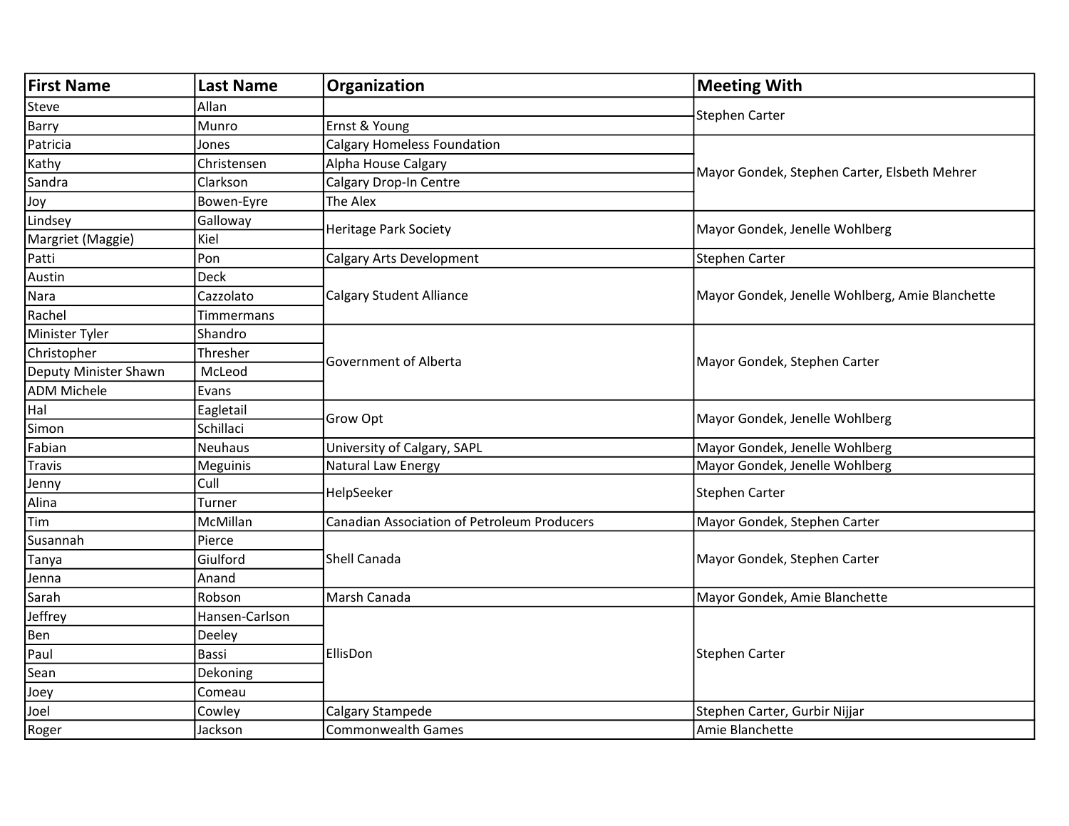| First Name | Last Name | Organization | Meeting With |
|---|---|---|---|
| Steve | Allan | | Stephen Carter |
| Barry | Munro | Ernst & Young | |
| Patricia | Jones | Calgary Homeless Foundation | Mayor Gondek, Stephen Carter, Elsbeth Mehrer |
| Kathy | Christensen | Alpha House Calgary | |
| Sandra | Clarkson | Calgary Drop-In Centre | |
| Joy | Bowen-Eyre | The Alex | |
| Lindsey | Galloway | Heritage Park Society | Mayor Gondek, Jenelle Wohlberg |
| Margriet (Maggie) | Kiel | | |
| Patti | Pon | Calgary Arts Development | Stephen Carter |
| Austin | Deck | Calgary Student Alliance | Mayor Gondek, Jenelle Wohlberg, Amie Blanchette |
| Nara | Cazzolato | | |
| Rachel | Timmermans | | |
| Minister Tyler | Shandro | Government of Alberta | Mayor Gondek, Stephen Carter |
| Christopher | Thresher | | |
| Deputy Minister Shawn | McLeod | | |
| ADM Michele | Evans | | |
| Hal | Eagletail | Grow Opt | Mayor Gondek, Jenelle Wohlberg |
| Simon | Schillaci | | |
| Fabian | Neuhaus | University of Calgary, SAPL | Mayor Gondek, Jenelle Wohlberg |
| Travis | Meguinis | Natural Law Energy | Mayor Gondek, Jenelle Wohlberg |
| Jenny | Cull | HelpSeeker | Stephen Carter |
| Alina | Turner | | |
| Tim | McMillan | Canadian Association of Petroleum Producers | Mayor Gondek, Stephen Carter |
| Susannah | Pierce | Shell Canada | Mayor Gondek, Stephen Carter |
| Tanya | Giulford | | |
| Jenna | Anand | | |
| Sarah | Robson | Marsh Canada | Mayor Gondek, Amie Blanchette |
| Jeffrey | Hansen-Carlson | EllisDon | Stephen Carter |
| Ben | Deeley | | |
| Paul | Bassi | | |
| Sean | Dekoning | | |
| Joey | Comeau | | |
| Joel | Cowley | Calgary Stampede | Stephen Carter, Gurbir Nijjar |
| Roger | Jackson | Commonwealth Games | Amie Blanchette |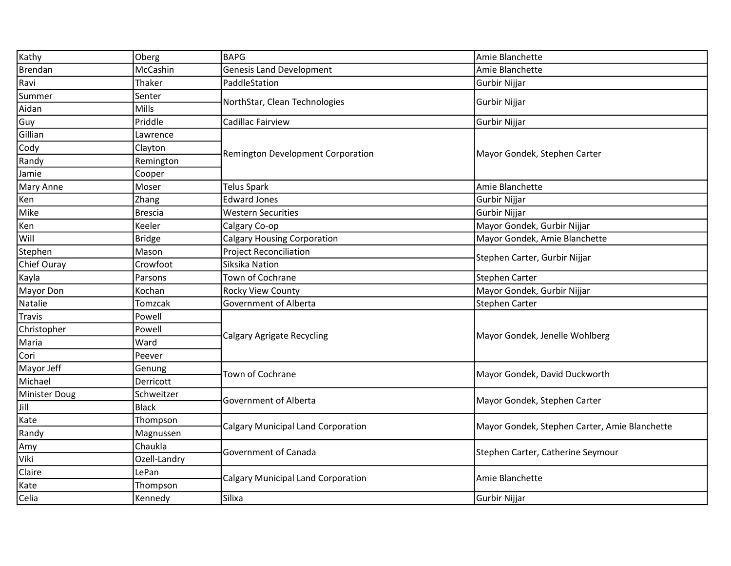| | | | |
|---|---|---|---|
| Kathy | Oberg | BAPG | Amie Blanchette |
| Brendan | McCashin | Genesis Land Development | Amie Blanchette |
| Ravi | Thaker | PaddleStation | Gurbir Nijjar |
| Summer | Senter | NorthStar, Clean Technologies | Gurbir Nijjar |
| Aidan | Mills | | |
| Guy | Priddle | Cadillac Fairview | Gurbir Nijjar |
| Gillian | Lawrence | Remington Development Corporation | Mayor Gondek, Stephen Carter |
| Cody | Clayton | | |
| Randy | Remington | | |
| Jamie | Cooper | | |
| Mary Anne | Moser | Telus Spark | Amie Blanchette |
| Ken | Zhang | Edward Jones | Gurbir Nijjar |
| Mike | Brescia | Western Securities | Gurbir Nijjar |
| Ken | Keeler | Calgary Co-op | Mayor Gondek, Gurbir Nijjar |
| Will | Bridge | Calgary Housing Corporation | Mayor Gondek, Amie Blanchette |
| Stephen | Mason | Project Reconciliation | Stephen Carter, Gurbir Nijjar |
| Chief Ouray | Crowfoot | Siksika Nation | |
| Kayla | Parsons | Town of Cochrane | Stephen Carter |
| Mayor Don | Kochan | Rocky View County | Mayor Gondek, Gurbir Nijjar |
| Natalie | Tomzcak | Government of Alberta | Stephen Carter |
| Travis | Powell | Calgary Agrigate Recycling | Mayor Gondek, Jenelle Wohlberg |
| Christopher | Powell | | |
| Maria | Ward | | |
| Cori | Peever | | |
| Mayor Jeff | Genung | Town of Cochrane | Mayor Gondek, David Duckworth |
| Michael | Derricott | | |
| Minister Doug | Schweitzer | Government of Alberta | Mayor Gondek, Stephen Carter |
| Jill | Black | | |
| Kate | Thompson | Calgary Municipal Land Corporation | Mayor Gondek, Stephen Carter, Amie Blanchette |
| Randy | Magnussen | | |
| Amy | Chaukla | Government of Canada | Stephen Carter, Catherine Seymour |
| Viki | Ozell-Landry | | |
| Claire | LePan | Calgary Municipal Land Corporation | Amie Blanchette |
| Kate | Thompson | | |
| Celia | Kennedy | Silixa | Gurbir Nijjar |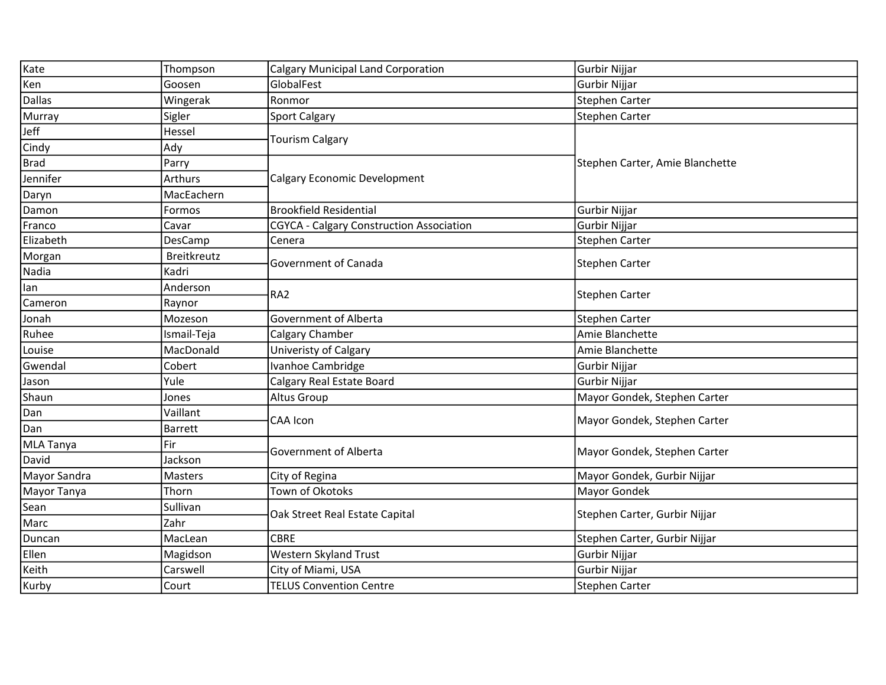| | | | |
|---|---|---|---|
| Kate | Thompson | Calgary Municipal Land Corporation | Gurbir Nijjar |
| Ken | Goosen | GlobalFest | Gurbir Nijjar |
| Dallas | Wingerak | Ronmor | Stephen Carter |
| Murray | Sigler | Sport Calgary | Stephen Carter |
| Jeff | Hessel | Tourism Calgary | Stephen Carter, Amie Blanchette |
| Cindy | Ady | | |
| Brad | Parry | Calgary Economic Development | |
| Jennifer | Arthurs | | |
| Daryn | MacEachern | | |
| Damon | Formos | Brookfield Residential | Gurbir Nijjar |
| Franco | Cavar | CGYCA - Calgary Construction Association | Gurbir Nijjar |
| Elizabeth | DesCamp | Cenera | Stephen Carter |
| Morgan | Breitkreutz | Government of Canada | Stephen Carter |
| Nadia | Kadri | | |
| Ian | Anderson | RA2 | Stephen Carter |
| Cameron | Raynor | | |
| Jonah | Mozeson | Government of Alberta | Stephen Carter |
| Ruhee | Ismail-Teja | Calgary Chamber | Amie Blanchette |
| Louise | MacDonald | Univeristy of Calgary | Amie Blanchette |
| Gwendal | Cobert | Ivanhoe Cambridge | Gurbir Nijjar |
| Jason | Yule | Calgary Real Estate Board | Gurbir Nijjar |
| Shaun | Jones | Altus Group | Mayor Gondek, Stephen Carter |
| Dan | Vaillant | CAA Icon | Mayor Gondek, Stephen Carter |
| Dan | Barrett | | |
| MLA Tanya | Fir | Government of Alberta | Mayor Gondek, Stephen Carter |
| David | Jackson | | |
| Mayor Sandra | Masters | City of Regina | Mayor Gondek, Gurbir Nijjar |
| Mayor Tanya | Thorn | Town of Okotoks | Mayor Gondek |
| Sean | Sullivan | Oak Street Real Estate Capital | Stephen Carter, Gurbir Nijjar |
| Marc | Zahr | | |
| Duncan | MacLean | CBRE | Stephen Carter, Gurbir Nijjar |
| Ellen | Magidson | Western Skyland Trust | Gurbir Nijjar |
| Keith | Carswell | City of Miami, USA | Gurbir Nijjar |
| Kurby | Court | TELUS Convention Centre | Stephen Carter |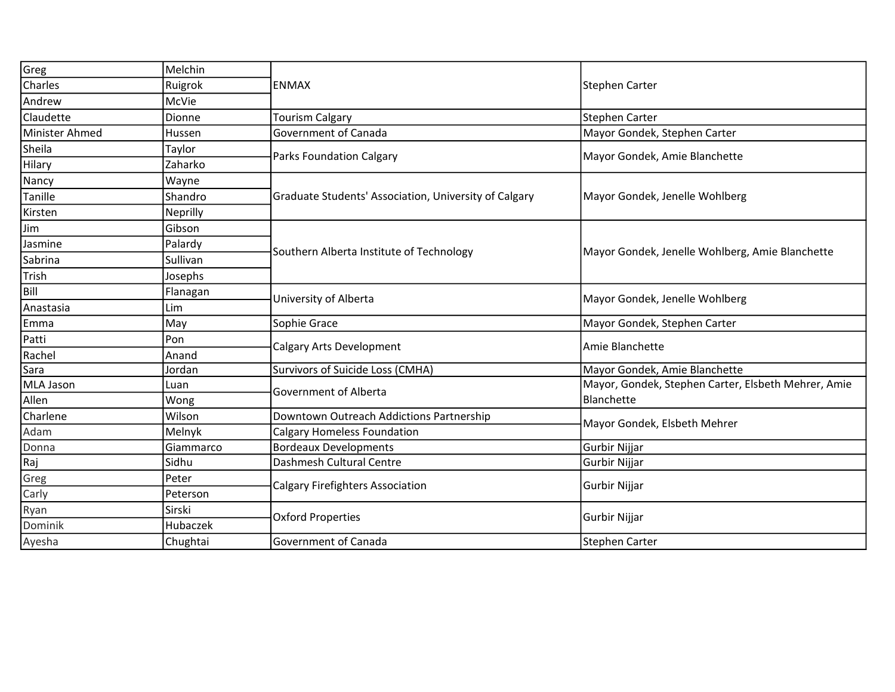| | | | |
|---|---|---|---|
| Greg | Melchin | ENMAX | Stephen Carter |
| Charles | Ruigrok | | |
| Andrew | McVie | | |
| Claudette | Dionne | Tourism Calgary | Stephen Carter |
| Minister Ahmed | Hussen | Government of Canada | Mayor Gondek, Stephen Carter |
| Sheila | Taylor | Parks Foundation Calgary | Mayor Gondek, Amie Blanchette |
| Hilary | Zaharko | | |
| Nancy | Wayne | Graduate Students' Association, University of Calgary | Mayor Gondek, Jenelle Wohlberg |
| Tanille | Shandro | | |
| Kirsten | Neprilly | | |
| Jim | Gibson | Southern Alberta Institute of Technology | Mayor Gondek, Jenelle Wohlberg, Amie Blanchette |
| Jasmine | Palardy | | |
| Sabrina | Sullivan | | |
| Trish | Josephs | | |
| Bill | Flanagan | University of Alberta | Mayor Gondek, Jenelle Wohlberg |
| Anastasia | Lim | | |
| Emma | May | Sophie Grace | Mayor Gondek, Stephen Carter |
| Patti | Pon | Calgary Arts Development | Amie Blanchette |
| Rachel | Anand | | |
| Sara | Jordan | Survivors of Suicide Loss (CMHA) | Mayor Gondek, Amie Blanchette |
| MLA Jason | Luan | Government of Alberta | Mayor, Gondek, Stephen Carter, Elsbeth Mehrer, Amie Blanchette |
| Allen | Wong | | |
| Charlene | Wilson | Downtown Outreach Addictions Partnership | Mayor Gondek, Elsbeth Mehrer |
| Adam | Melnyk | Calgary Homeless Foundation | |
| Donna | Giammarco | Bordeaux Developments | Gurbir Nijjar |
| Raj | Sidhu | Dashmesh Cultural Centre | Gurbir Nijjar |
| Greg | Peter | Calgary Firefighters Association | Gurbir Nijjar |
| Carly | Peterson | | |
| Ryan | Sirski | Oxford Properties | Gurbir Nijjar |
| Dominik | Hubaczek | | |
| Ayesha | Chughtai | Government of Canada | Stephen Carter |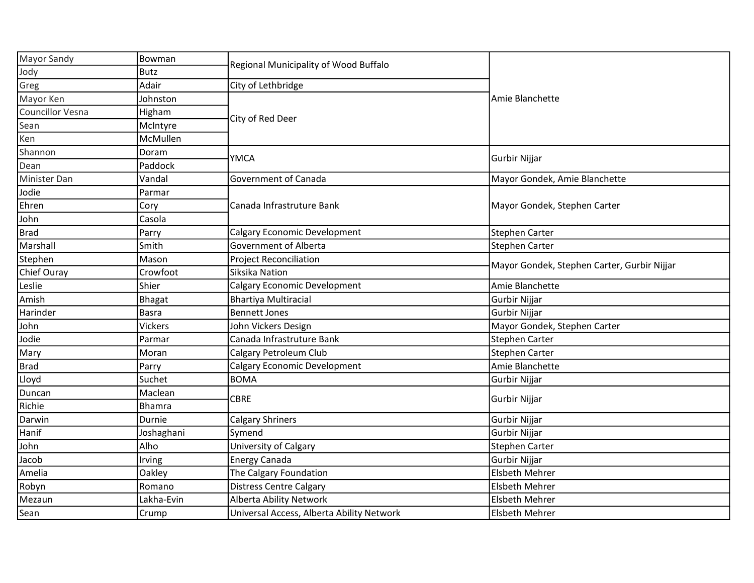| | | | |
|---|---|---|---|
| Mayor Sandy | Bowman | Regional Municipality of Wood Buffalo | Amie Blanchette |
| Jody | Butz | | |
| Greg | Adair | City of Lethbridge | |
| Mayor Ken | Johnston | City of Red Deer | |
| Councillor Vesna | Higham | | |
| Sean | McIntyre | | |
| Ken | McMullen | | |
| Shannon | Doram | YMCA | Gurbir Nijjar |
| Dean | Paddock | | |
| Minister Dan | Vandal | Government of Canada | Mayor Gondek, Amie Blanchette |
| Jodie | Parmar | Canada Infrastruture Bank | Mayor Gondek, Stephen Carter |
| Ehren | Cory | | |
| John | Casola | | |
| Brad | Parry | Calgary Economic Development | Stephen Carter |
| Marshall | Smith | Government of Alberta | Stephen Carter |
| Stephen | Mason | Project Reconciliation | Mayor Gondek, Stephen Carter, Gurbir Nijjar |
| Chief Ouray | Crowfoot | Siksika Nation | |
| Leslie | Shier | Calgary Economic Development | Amie Blanchette |
| Amish | Bhagat | Bhartiya Multiracial | Gurbir Nijjar |
| Harinder | Basra | Bennett Jones | Gurbir Nijjar |
| John | Vickers | John Vickers Design | Mayor Gondek, Stephen Carter |
| Jodie | Parmar | Canada Infrastruture Bank | Stephen Carter |
| Mary | Moran | Calgary Petroleum Club | Stephen Carter |
| Brad | Parry | Calgary Economic Development | Amie Blanchette |
| Lloyd | Suchet | BOMA | Gurbir Nijjar |
| Duncan | Maclean | CBRE | Gurbir Nijjar |
| Richie | Bhamra | | |
| Darwin | Durnie | Calgary Shriners | Gurbir Nijjar |
| Hanif | Joshaghani | Symend | Gurbir Nijjar |
| John | Alho | University of Calgary | Stephen Carter |
| Jacob | Irving | Energy Canada | Gurbir Nijjar |
| Amelia | Oakley | The Calgary Foundation | Elsbeth Mehrer |
| Robyn | Romano | Distress Centre Calgary | Elsbeth Mehrer |
| Mezaun | Lakha-Evin | Alberta Ability Network | Elsbeth Mehrer |
| Sean | Crump | Universal Access, Alberta Ability Network | Elsbeth Mehrer |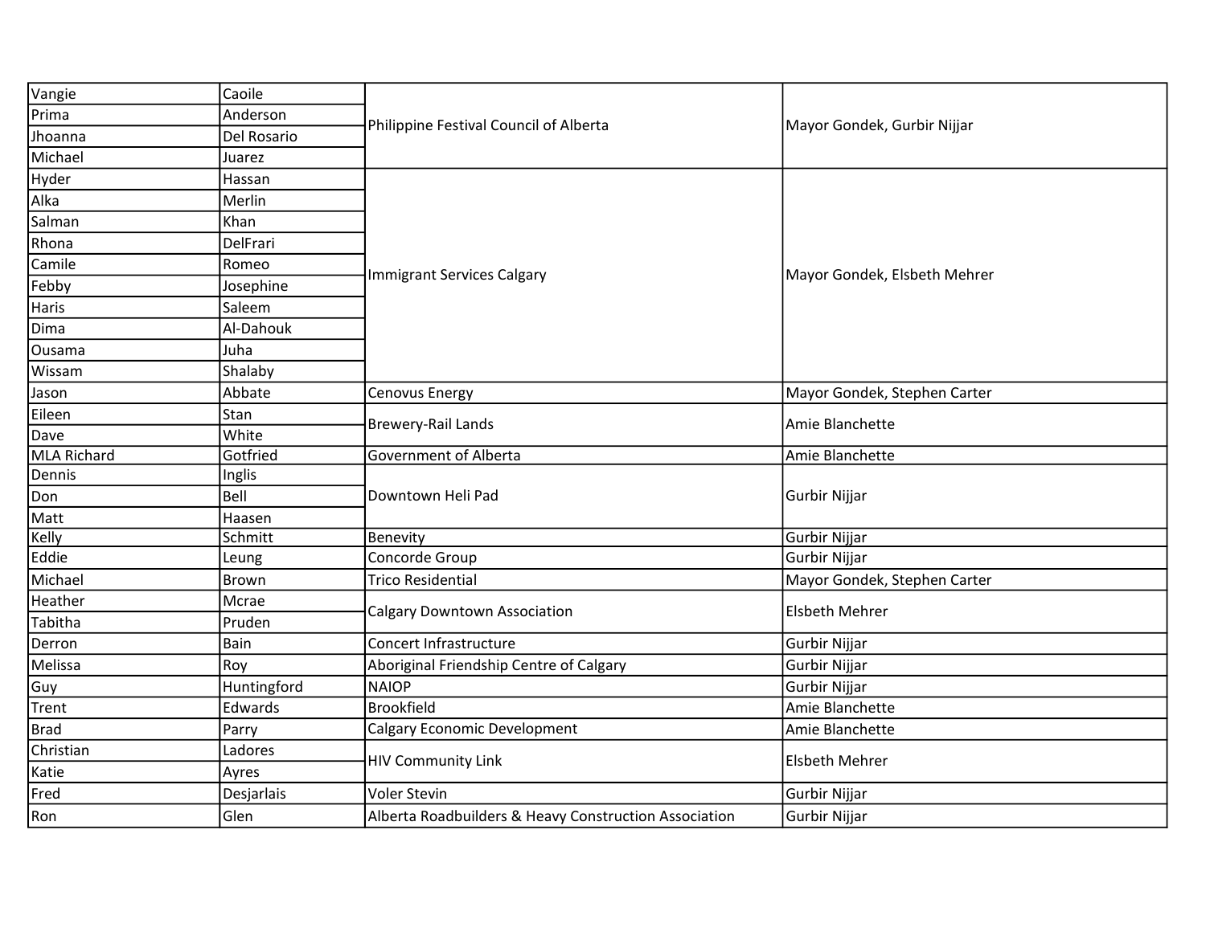| | | | |
|---|---|---|---|
| Vangie | Caoile | Philippine Festival Council of Alberta | Mayor Gondek, Gurbir Nijjar |
| Prima | Anderson | | |
| Jhoanna | Del Rosario | | |
| Michael | Juarez | | |
| Hyder | Hassan | Immigrant Services Calgary | Mayor Gondek, Elsbeth Mehrer |
| Alka | Merlin | | |
| Salman | Khan | | |
| Rhona | DelFrari | | |
| Camile | Romeo | | |
| Febby | Josephine | | |
| Haris | Saleem | | |
| Dima | Al-Dahouk | | |
| Ousama | Juha | | |
| Wissam | Shalaby | | |
| Jason | Abbate | Cenovus Energy | Mayor Gondek, Stephen Carter |
| Eileen | Stan | Brewery-Rail Lands | Amie Blanchette |
| Dave | White | | |
| MLA Richard | Gotfried | Government of Alberta | Amie Blanchette |
| Dennis | Inglis | Downtown Heli Pad | Gurbir Nijjar |
| Don | Bell | | |
| Matt | Haasen | | |
| Kelly | Schmitt | Benevity | Gurbir Nijjar |
| Eddie | Leung | Concorde Group | Gurbir Nijjar |
| Michael | Brown | Trico Residential | Mayor Gondek, Stephen Carter |
| Heather | Mcrae | Calgary Downtown Association | Elsbeth Mehrer |
| Tabitha | Pruden | | |
| Derron | Bain | Concert Infrastructure | Gurbir Nijjar |
| Melissa | Roy | Aboriginal Friendship Centre of Calgary | Gurbir Nijjar |
| Guy | Huntingford | NAIOP | Gurbir Nijjar |
| Trent | Edwards | Brookfield | Amie Blanchette |
| Brad | Parry | Calgary Economic Development | Amie Blanchette |
| Christian | Ladores | HIV Community Link | Elsbeth Mehrer |
| Katie | Ayres | | |
| Fred | Desjarlais | Voler Stevin | Gurbir Nijjar |
| Ron | Glen | Alberta Roadbuilders & Heavy Construction Association | Gurbir Nijjar |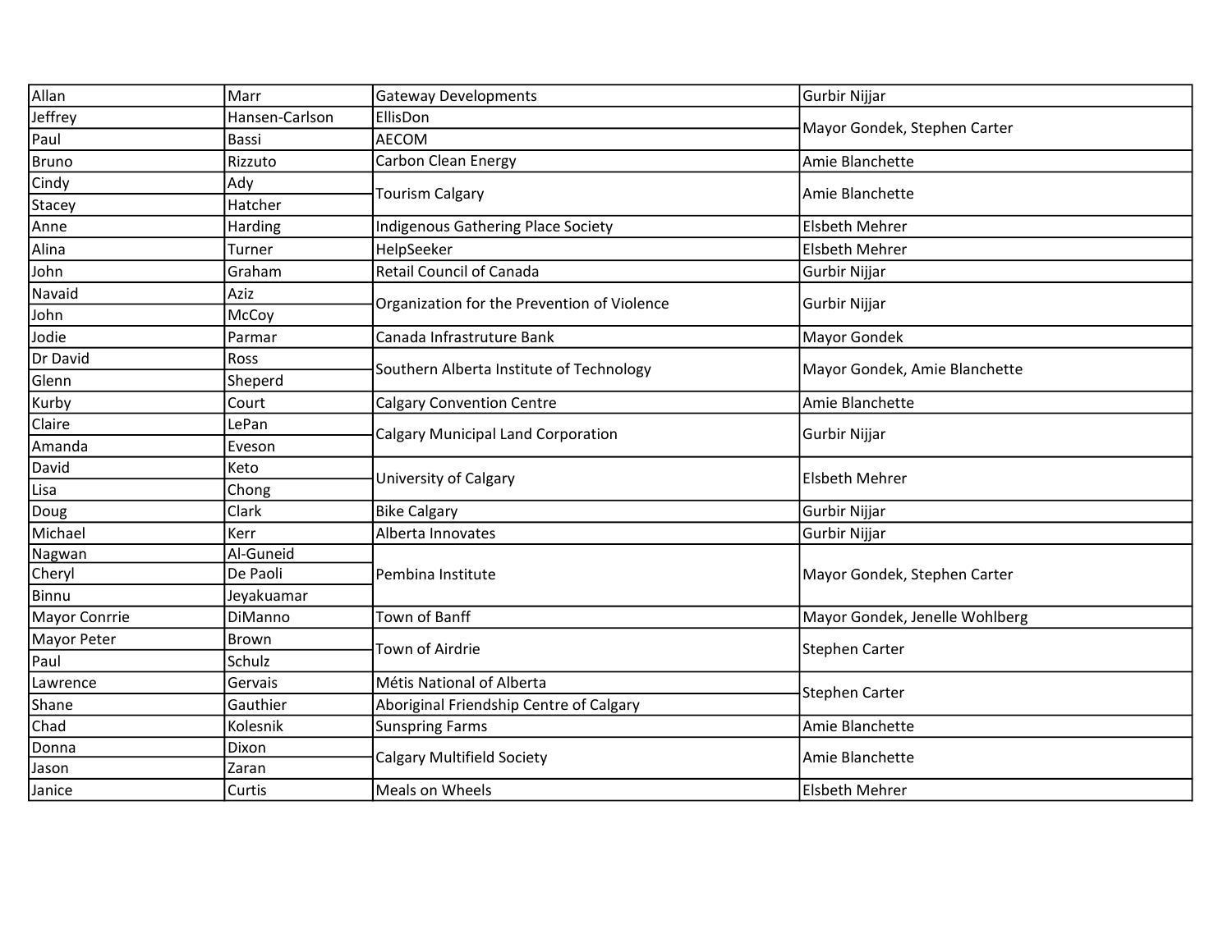| | | | |
|---|---|---|---|
| Allan | Marr | Gateway Developments | Gurbir Nijjar |
| Jeffrey | Hansen-Carlson | EllisDon | Mayor Gondek, Stephen Carter |
| Paul | Bassi | AECOM | |
| Bruno | Rizzuto | Carbon Clean Energy | Amie Blanchette |
| Cindy | Ady | Tourism Calgary | Amie Blanchette |
| Stacey | Hatcher | | |
| Anne | Harding | Indigenous Gathering Place Society | Elsbeth Mehrer |
| Alina | Turner | HelpSeeker | Elsbeth Mehrer |
| John | Graham | Retail Council of Canada | Gurbir Nijjar |
| Navaid | Aziz | Organization for the Prevention of Violence | Gurbir Nijjar |
| John | McCoy | | |
| Jodie | Parmar | Canada Infrastruture Bank | Mayor Gondek |
| Dr David | Ross | Southern Alberta Institute of Technology | Mayor Gondek, Amie Blanchette |
| Glenn | Sheperd | | |
| Kurby | Court | Calgary Convention Centre | Amie Blanchette |
| Claire | LePan | Calgary Municipal Land Corporation | Gurbir Nijjar |
| Amanda | Eveson | | |
| David | Keto | University of Calgary | Elsbeth Mehrer |
| Lisa | Chong | | |
| Doug | Clark | Bike Calgary | Gurbir Nijjar |
| Michael | Kerr | Alberta Innovates | Gurbir Nijjar |
| Nagwan | Al-Guneid | Pembina Institute | Mayor Gondek, Stephen Carter |
| Cheryl | De Paoli | | |
| Binnu | Jeyakuamar | | |
| Mayor Conrrie | DiManno | Town of Banff | Mayor Gondek, Jenelle Wohlberg |
| Mayor Peter | Brown | Town of Airdrie | Stephen Carter |
| Paul | Schulz | | |
| Lawrence | Gervais | Métis National of Alberta | Stephen Carter |
| Shane | Gauthier | Aboriginal Friendship Centre of Calgary | |
| Chad | Kolesnik | Sunspring Farms | Amie Blanchette |
| Donna | Dixon | Calgary Multifield Society | Amie Blanchette |
| Jason | Zaran | | |
| Janice | Curtis | Meals on Wheels | Elsbeth Mehrer |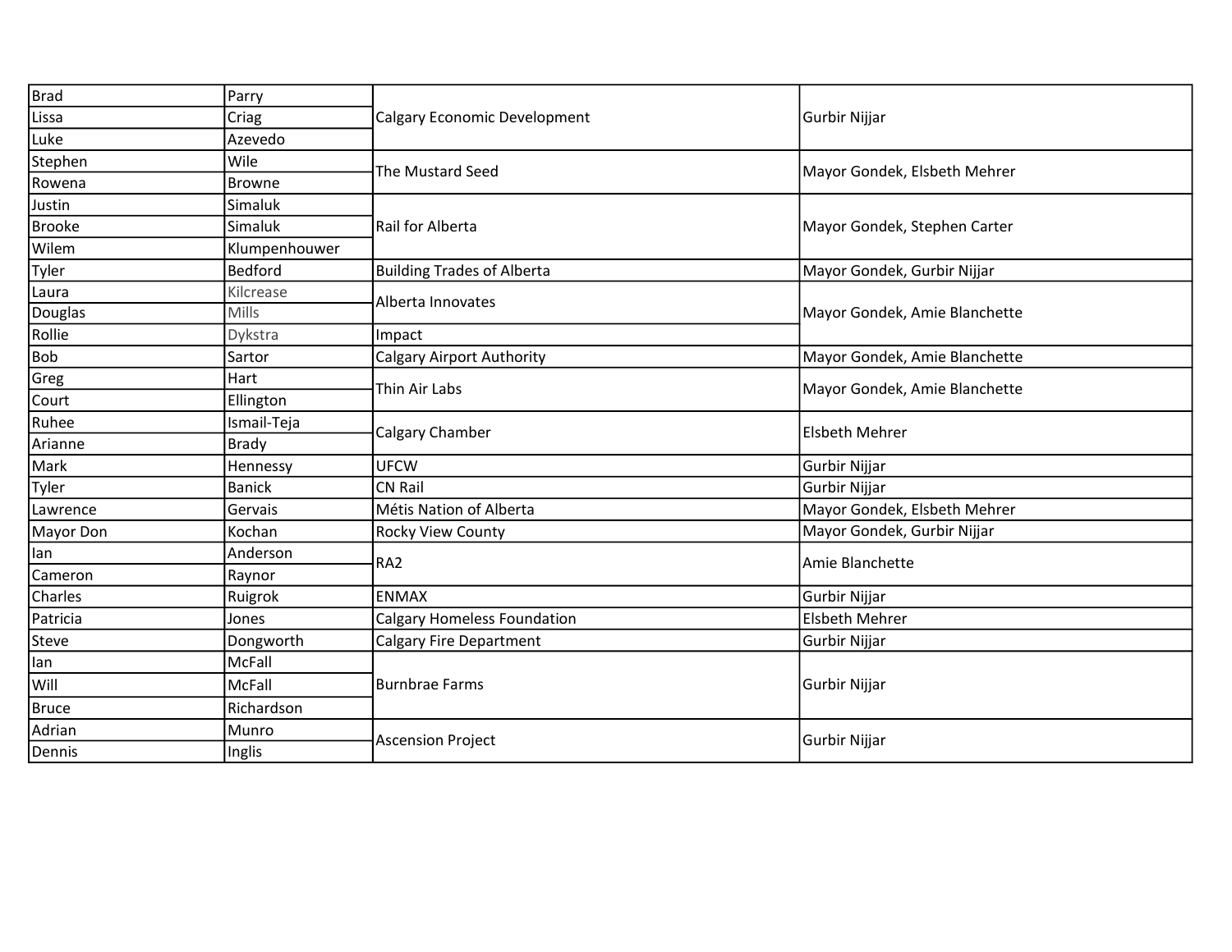| | | | |
|---|---|---|---|
| Brad | Parry | Calgary Economic Development | Gurbir Nijjar |
| Lissa | Criag | | |
| Luke | Azevedo | | |
| Stephen | Wile | The Mustard Seed | Mayor Gondek, Elsbeth Mehrer |
| Rowena | Browne | | |
| Justin | Simaluk | Rail for Alberta | Mayor Gondek, Stephen Carter |
| Brooke | Simaluk | | |
| Wilem | Klumpenhouwer | | |
| Tyler | Bedford | Building Trades of Alberta | Mayor Gondek, Gurbir Nijjar |
| Laura | Kilcrease | Alberta Innovates | Mayor Gondek, Amie Blanchette |
| Douglas | Mills | | |
| Rollie | Dykstra | Impact | |
| Bob | Sartor | Calgary Airport Authority | Mayor Gondek, Amie Blanchette |
| Greg | Hart | Thin Air Labs | Mayor Gondek, Amie Blanchette |
| Court | Ellington | | |
| Ruhee | Ismail-Teja | Calgary Chamber | Elsbeth Mehrer |
| Arianne | Brady | | |
| Mark | Hennessy | UFCW | Gurbir Nijjar |
| Tyler | Banick | CN Rail | Gurbir Nijjar |
| Lawrence | Gervais | Métis Nation of Alberta | Mayor Gondek, Elsbeth Mehrer |
| Mayor Don | Kochan | Rocky View County | Mayor Gondek, Gurbir Nijjar |
| Ian | Anderson | RA2 | Amie Blanchette |
| Cameron | Raynor | | |
| Charles | Ruigrok | ENMAX | Gurbir Nijjar |
| Patricia | Jones | Calgary Homeless Foundation | Elsbeth Mehrer |
| Steve | Dongworth | Calgary Fire Department | Gurbir Nijjar |
| Ian | McFall | Burnbrae Farms | Gurbir Nijjar |
| Will | McFall | | |
| Bruce | Richardson | | |
| Adrian | Munro | Ascension Project | Gurbir Nijjar |
| Dennis | Inglis | | |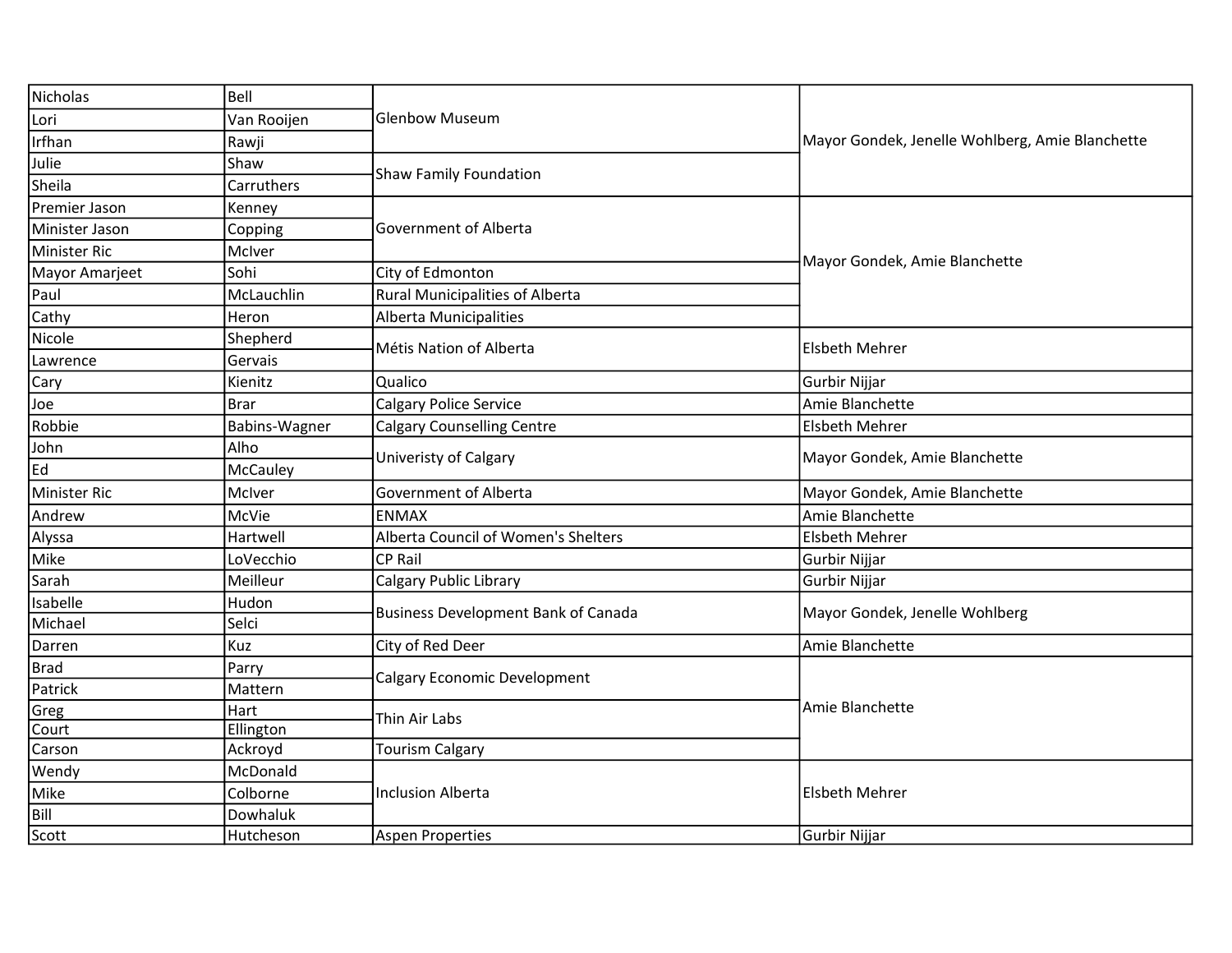| | | | |
|---|---|---|---|
| Nicholas | Bell | Glenbow Museum | Mayor Gondek, Jenelle Wohlberg, Amie Blanchette |
| Lori | Van Rooijen | | |
| Irfhan | Rawji | | |
| Julie | Shaw | Shaw Family Foundation | |
| Sheila | Carruthers | | |
| Premier Jason | Kenney | Government of Alberta | Mayor Gondek, Amie Blanchette |
| Minister Jason | Copping | | |
| Minister Ric | McIver | | |
| Mayor Amarjeet | Sohi | City of Edmonton | |
| Paul | McLauchlin | Rural Municipalities of Alberta | |
| Cathy | Heron | Alberta Municipalities | |
| Nicole | Shepherd | Métis Nation of Alberta | Elsbeth Mehrer |
| Lawrence | Gervais | | |
| Cary | Kienitz | Qualico | Gurbir Nijjar |
| Joe | Brar | Calgary Police Service | Amie Blanchette |
| Robbie | Babins-Wagner | Calgary Counselling Centre | Elsbeth Mehrer |
| John | Alho | Univeristy of Calgary | Mayor Gondek, Amie Blanchette |
| Ed | McCauley | | |
| Minister Ric | McIver | Government of Alberta | Mayor Gondek, Amie Blanchette |
| Andrew | McVie | ENMAX | Amie Blanchette |
| Alyssa | Hartwell | Alberta Council of Women's Shelters | Elsbeth Mehrer |
| Mike | LoVecchio | CP Rail | Gurbir Nijjar |
| Sarah | Meilleur | Calgary Public Library | Gurbir Nijjar |
| Isabelle | Hudon | Business Development Bank of Canada | Mayor Gondek, Jenelle Wohlberg |
| Michael | Selci | | |
| Darren | Kuz | City of Red Deer | Amie Blanchette |
| Brad | Parry | Calgary Economic Development | Amie Blanchette |
| Patrick | Mattern | | |
| Greg | Hart | Thin Air Labs | |
| Court | Ellington | | |
| Carson | Ackroyd | Tourism Calgary | |
| Wendy | McDonald | Inclusion Alberta | Elsbeth Mehrer |
| Mike | Colborne | | |
| Bill | Dowhaluk | | |
| Scott | Hutcheson | Aspen Properties | Gurbir Nijjar |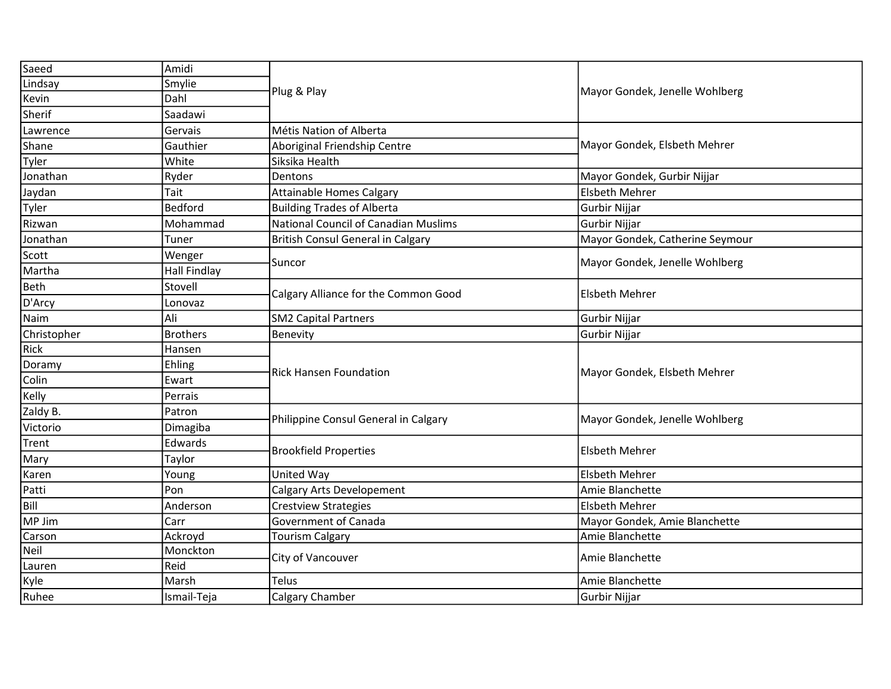| | | | |
|---|---|---|---|
| Saeed | Amidi | Plug & Play | Mayor Gondek, Jenelle Wohlberg |
| Lindsay | Smylie | | |
| Kevin | Dahl | | |
| Sherif | Saadawi | | |
| Lawrence | Gervais | Métis Nation of Alberta | Mayor Gondek, Elsbeth Mehrer |
| Shane | Gauthier | Aboriginal Friendship Centre | |
| Tyler | White | Siksika Health | |
| Jonathan | Ryder | Dentons | Mayor Gondek, Gurbir Nijjar |
| Jaydan | Tait | Attainable Homes Calgary | Elsbeth Mehrer |
| Tyler | Bedford | Building Trades of Alberta | Gurbir Nijjar |
| Rizwan | Mohammad | National Council of Canadian Muslims | Gurbir Nijjar |
| Jonathan | Tuner | British Consul General in Calgary | Mayor Gondek, Catherine Seymour |
| Scott | Wenger | Suncor | Mayor Gondek, Jenelle Wohlberg |
| Martha | Hall Findlay | | |
| Beth | Stovell | Calgary Alliance for the Common Good | Elsbeth Mehrer |
| D'Arcy | Lonovaz | | |
| Naim | Ali | SM2 Capital Partners | Gurbir Nijjar |
| Christopher | Brothers | Benevity | Gurbir Nijjar |
| Rick | Hansen | Rick Hansen Foundation | Mayor Gondek, Elsbeth Mehrer |
| Doramy | Ehling | | |
| Colin | Ewart | | |
| Kelly | Perrais | | |
| Zaldy B. | Patron | Philippine Consul General in Calgary | Mayor Gondek, Jenelle Wohlberg |
| Victorio | Dimagiba | | |
| Trent | Edwards | Brookfield Properties | Elsbeth Mehrer |
| Mary | Taylor | | |
| Karen | Young | United Way | Elsbeth Mehrer |
| Patti | Pon | Calgary Arts Developement | Amie Blanchette |
| Bill | Anderson | Crestview Strategies | Elsbeth Mehrer |
| MP Jim | Carr | Government of Canada | Mayor Gondek, Amie Blanchette |
| Carson | Ackroyd | Tourism Calgary | Amie Blanchette |
| Neil | Monckton | City of Vancouver | Amie Blanchette |
| Lauren | Reid | | |
| Kyle | Marsh | Telus | Amie Blanchette |
| Ruhee | Ismail-Teja | Calgary Chamber | Gurbir Nijjar |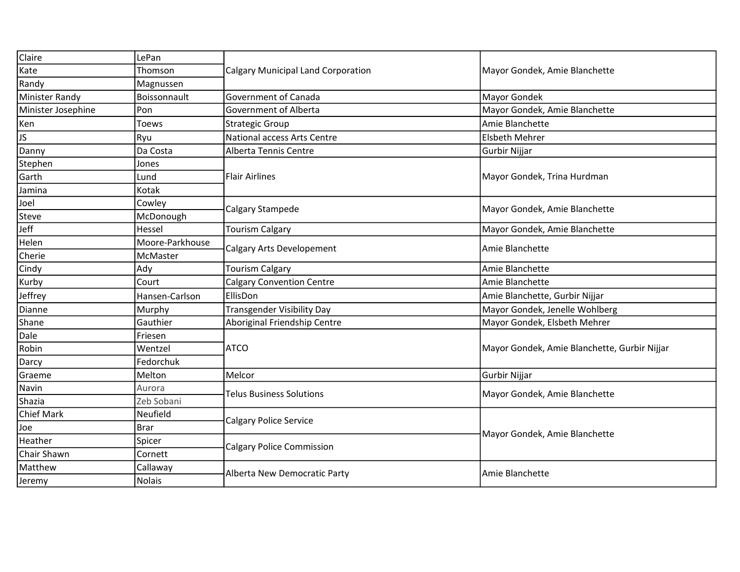| | | | |
|---|---|---|---|
| Claire | LePan | Calgary Municipal Land Corporation | Mayor Gondek, Amie Blanchette |
| Kate | Thomson | | |
| Randy | Magnussen | | |
| Minister Randy | Boissonnault | Government of Canada | Mayor Gondek |
| Minister Josephine | Pon | Government of Alberta | Mayor Gondek, Amie Blanchette |
| Ken | Toews | Strategic Group | Amie Blanchette |
| JS | Ryu | National access Arts Centre | Elsbeth Mehrer |
| Danny | Da Costa | Alberta Tennis Centre | Gurbir Nijjar |
| Stephen | Jones | Flair Airlines | Mayor Gondek, Trina Hurdman |
| Garth | Lund | | |
| Jamina | Kotak | | |
| Joel | Cowley | Calgary Stampede | Mayor Gondek, Amie Blanchette |
| Steve | McDonough | | |
| Jeff | Hessel | Tourism Calgary | Mayor Gondek, Amie Blanchette |
| Helen | Moore-Parkhouse | Calgary Arts Developement | Amie Blanchette |
| Cherie | McMaster | | |
| Cindy | Ady | Tourism Calgary | Amie Blanchette |
| Kurby | Court | Calgary Convention Centre | Amie Blanchette |
| Jeffrey | Hansen-Carlson | EllisDon | Amie Blanchette, Gurbir Nijjar |
| Dianne | Murphy | Transgender Visibility Day | Mayor Gondek, Jenelle Wohlberg |
| Shane | Gauthier | Aboriginal Friendship Centre | Mayor Gondek, Elsbeth Mehrer |
| Dale | Friesen | ATCO | Mayor Gondek, Amie Blanchette, Gurbir Nijjar |
| Robin | Wentzel | | |
| Darcy | Fedorchuk | | |
| Graeme | Melton | Melcor | Gurbir Nijjar |
| Navin | Aurora | Telus Business Solutions | Mayor Gondek, Amie Blanchette |
| Shazia | Zeb Sobani | | |
| Chief Mark | Neufield | Calgary Police Service | Mayor Gondek, Amie Blanchette |
| Joe | Brar | | |
| Heather | Spicer | Calgary Police Commission | |
| Chair Shawn | Cornett | | |
| Matthew | Callaway | Alberta New Democratic Party | Amie Blanchette |
| Jeremy | Nolais | | |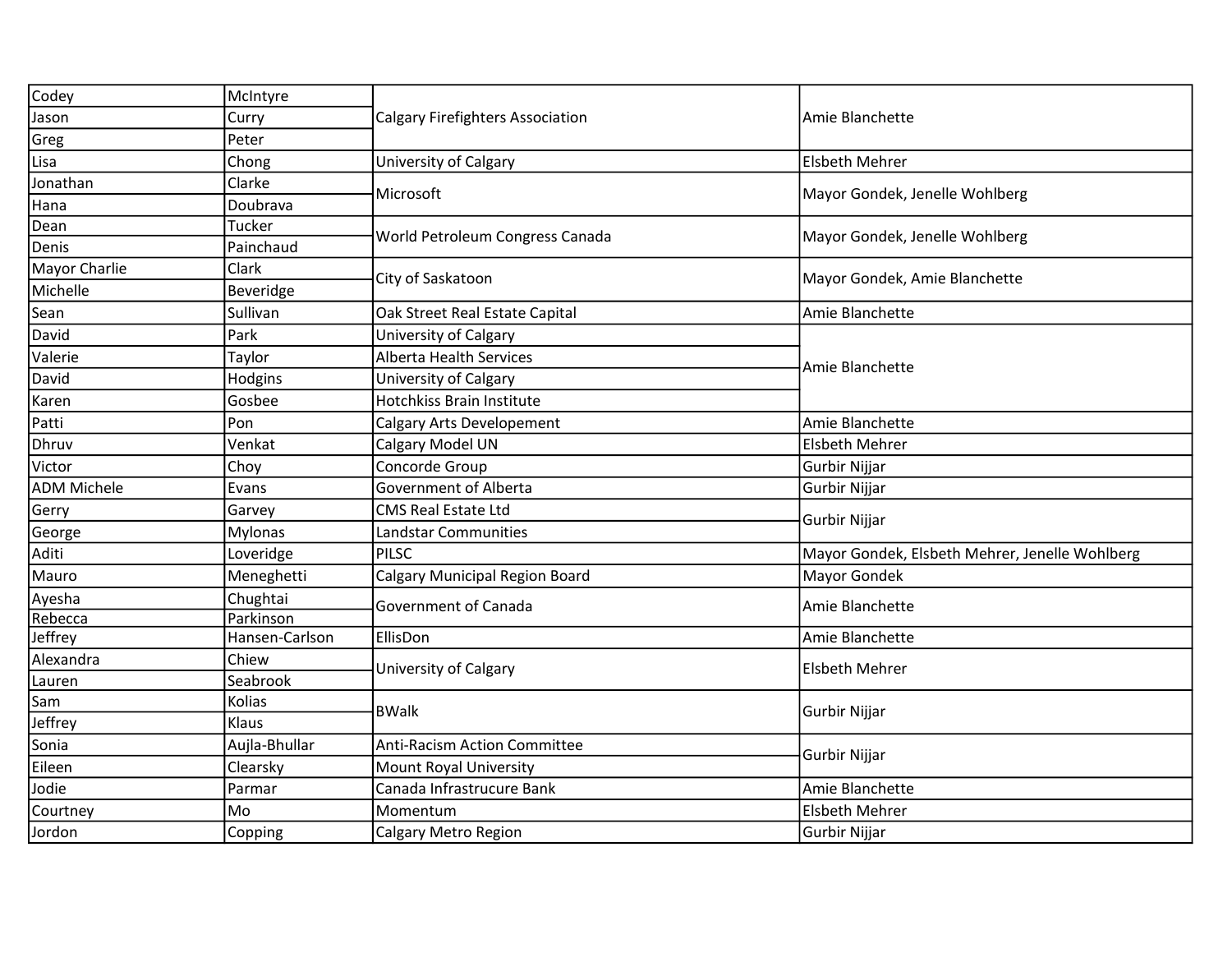| | | | |
|---|---|---|---|
| Codey | McIntyre | Calgary Firefighters Association | Amie Blanchette |
| Jason | Curry | | |
| Greg | Peter | | |
| Lisa | Chong | University of Calgary | Elsbeth Mehrer |
| Jonathan | Clarke | Microsoft | Mayor Gondek, Jenelle Wohlberg |
| Hana | Doubrava | | |
| Dean | Tucker | World Petroleum Congress Canada | Mayor Gondek, Jenelle Wohlberg |
| Denis | Painchaud | | |
| Mayor Charlie | Clark | City of Saskatoon | Mayor Gondek, Amie Blanchette |
| Michelle | Beveridge | | |
| Sean | Sullivan | Oak Street Real Estate Capital | Amie Blanchette |
| David | Park | University of Calgary | Amie Blanchette |
| Valerie | Taylor | Alberta Health Services | |
| David | Hodgins | University of Calgary | |
| Karen | Gosbee | Hotchkiss Brain Institute | |
| Patti | Pon | Calgary Arts Developement | Amie Blanchette |
| Dhruv | Venkat | Calgary Model UN | Elsbeth Mehrer |
| Victor | Choy | Concorde Group | Gurbir Nijjar |
| ADM Michele | Evans | Government of Alberta | Gurbir Nijjar |
| Gerry | Garvey | CMS Real Estate Ltd | Gurbir Nijjar |
| George | Mylonas | Landstar Communities | |
| Aditi | Loveridge | PILSC | Mayor Gondek, Elsbeth Mehrer, Jenelle Wohlberg |
| Mauro | Meneghetti | Calgary Municipal Region Board | Mayor Gondek |
| Ayesha | Chughtai | Government of Canada | Amie Blanchette |
| Rebecca | Parkinson | | |
| Jeffrey | Hansen-Carlson | EllisDon | Amie Blanchette |
| Alexandra | Chiew | University of Calgary | Elsbeth Mehrer |
| Lauren | Seabrook | | |
| Sam | Kolias | BWalk | Gurbir Nijjar |
| Jeffrey | Klaus | | |
| Sonia | Aujla-Bhullar | Anti-Racism Action Committee | Gurbir Nijjar |
| Eileen | Clearsky | Mount Royal University | |
| Jodie | Parmar | Canada Infrastrucure Bank | Amie Blanchette |
| Courtney | Mo | Momentum | Elsbeth Mehrer |
| Jordon | Copping | Calgary Metro Region | Gurbir Nijjar |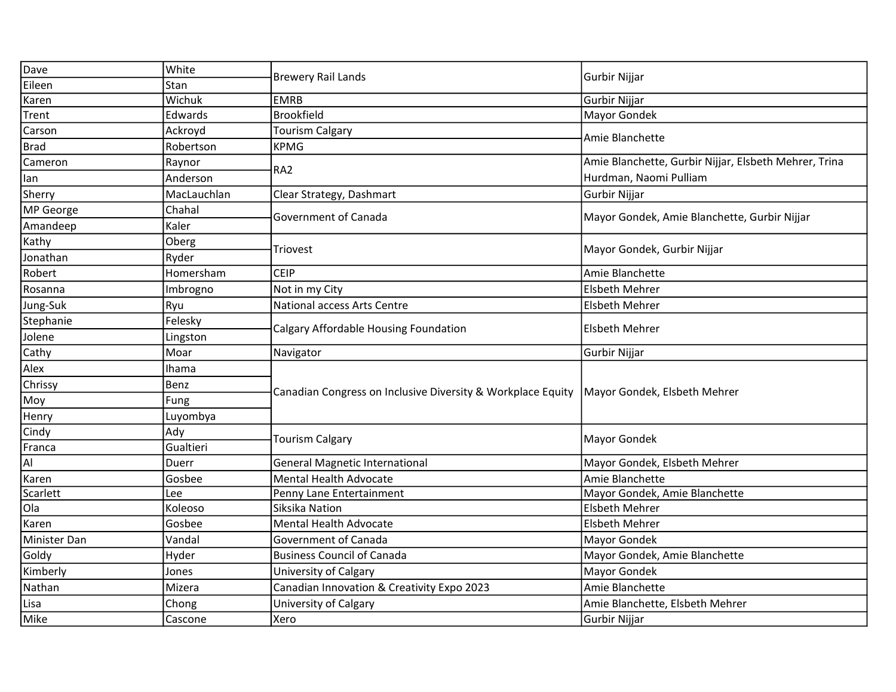| | | | |
|---|---|---|---|
| Dave | White | Brewery Rail Lands | Gurbir Nijjar |
| Eileen | Stan | | |
| Karen | Wichuk | EMRB | Gurbir Nijjar |
| Trent | Edwards | Brookfield | Mayor Gondek |
| Carson | Ackroyd | Tourism Calgary | Amie Blanchette |
| Brad | Robertson | KPMG | |
| Cameron | Raynor | RA2 | Amie Blanchette, Gurbir Nijjar, Elsbeth Mehrer, Trina Hurdman, Naomi Pulliam |
| Ian | Anderson | | |
| Sherry | MacLauchlan | Clear Strategy, Dashmart | Gurbir Nijjar |
| MP George | Chahal | Government of Canada | Mayor Gondek, Amie Blanchette, Gurbir Nijjar |
| Amandeep | Kaler | | |
| Kathy | Oberg | Triovest | Mayor Gondek, Gurbir Nijjar |
| Jonathan | Ryder | | |
| Robert | Homersham | CEIP | Amie Blanchette |
| Rosanna | Imbrogno | Not in my City | Elsbeth Mehrer |
| Jung-Suk | Ryu | National access Arts Centre | Elsbeth Mehrer |
| Stephanie | Felesky | Calgary Affordable Housing Foundation | Elsbeth Mehrer |
| Jolene | Lingston | | |
| Cathy | Moar | Navigator | Gurbir Nijjar |
| Alex | Ihama | Canadian Congress on Inclusive Diversity & Workplace Equity | Mayor Gondek, Elsbeth Mehrer |
| Chrissy | Benz | | |
| Moy | Fung | | |
| Henry | Luyombya | | |
| Cindy | Ady | Tourism Calgary | Mayor Gondek |
| Franca | Gualtieri | | |
| Al | Duerr | General Magnetic International | Mayor Gondek, Elsbeth Mehrer |
| Karen | Gosbee | Mental Health Advocate | Amie Blanchette |
| Scarlett | Lee | Penny Lane Entertainment | Mayor Gondek, Amie Blanchette |
| Ola | Koleoso | Siksika Nation | Elsbeth Mehrer |
| Karen | Gosbee | Mental Health Advocate | Elsbeth Mehrer |
| Minister Dan | Vandal | Government of Canada | Mayor Gondek |
| Goldy | Hyder | Business Council of Canada | Mayor Gondek, Amie Blanchette |
| Kimberly | Jones | University of Calgary | Mayor Gondek |
| Nathan | Mizera | Canadian Innovation & Creativity Expo 2023 | Amie Blanchette |
| Lisa | Chong | University of Calgary | Amie Blanchette, Elsbeth Mehrer |
| Mike | Cascone | Xero | Gurbir Nijjar |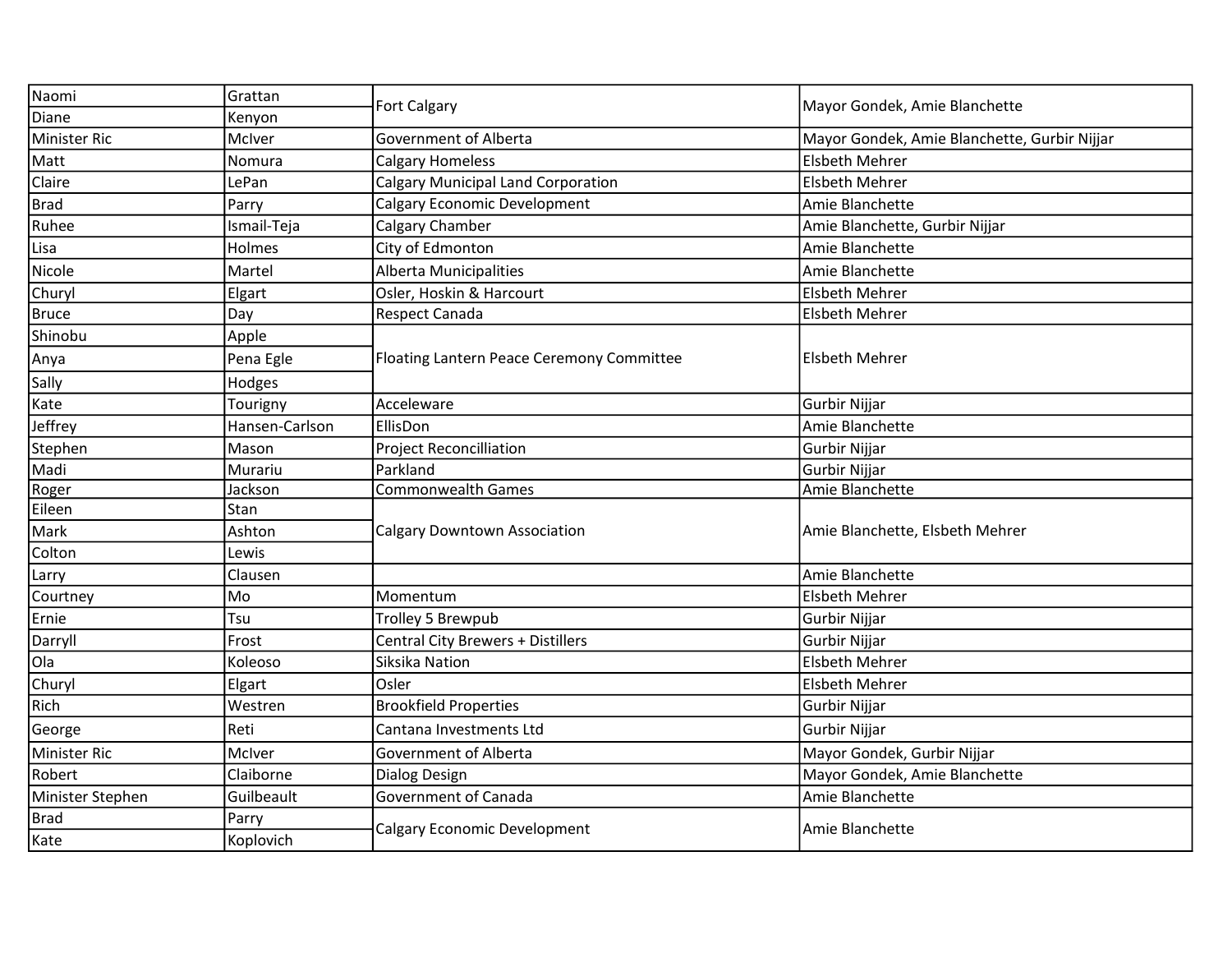| | | | |
|---|---|---|---|
| Naomi | Grattan | Fort Calgary | Mayor Gondek, Amie Blanchette |
| Diane | Kenyon | | |
| Minister Ric | McIver | Government of Alberta | Mayor Gondek, Amie Blanchette, Gurbir Nijjar |
| Matt | Nomura | Calgary Homeless | Elsbeth Mehrer |
| Claire | LePan | Calgary Municipal Land Corporation | Elsbeth Mehrer |
| Brad | Parry | Calgary Economic Development | Amie Blanchette |
| Ruhee | Ismail-Teja | Calgary Chamber | Amie Blanchette, Gurbir Nijjar |
| Lisa | Holmes | City of Edmonton | Amie Blanchette |
| Nicole | Martel | Alberta Municipalities | Amie Blanchette |
| Churyl | Elgart | Osler, Hoskin & Harcourt | Elsbeth Mehrer |
| Bruce | Day | Respect Canada | Elsbeth Mehrer |
| Shinobu | Apple | Floating Lantern Peace Ceremony Committee | Elsbeth Mehrer |
| Anya | Pena Egle | | |
| Sally | Hodges | | |
| Kate | Tourigny | Acceleware | Gurbir Nijjar |
| Jeffrey | Hansen-Carlson | EllisDon | Amie Blanchette |
| Stephen | Mason | Project Reconcilliation | Gurbir Nijjar |
| Madi | Murariu | Parkland | Gurbir Nijjar |
| Roger | Jackson | Commonwealth Games | Amie Blanchette |
| Eileen | Stan | Calgary Downtown Association | Amie Blanchette, Elsbeth Mehrer |
| Mark | Ashton | | |
| Colton | Lewis | | |
| Larry | Clausen | | Amie Blanchette |
| Courtney | Mo | Momentum | Elsbeth Mehrer |
| Ernie | Tsu | Trolley 5 Brewpub | Gurbir Nijjar |
| Darryll | Frost | Central City Brewers + Distillers | Gurbir Nijjar |
| Ola | Koleoso | Siksika Nation | Elsbeth Mehrer |
| Churyl | Elgart | Osler | Elsbeth Mehrer |
| Rich | Westren | Brookfield Properties | Gurbir Nijjar |
| George | Reti | Cantana Investments Ltd | Gurbir Nijjar |
| Minister Ric | McIver | Government of Alberta | Mayor Gondek, Gurbir Nijjar |
| Robert | Claiborne | Dialog Design | Mayor Gondek, Amie Blanchette |
| Minister Stephen | Guilbeault | Government of Canada | Amie Blanchette |
| Brad | Parry | Calgary Economic Development | Amie Blanchette |
| Kate | Koplovich | | |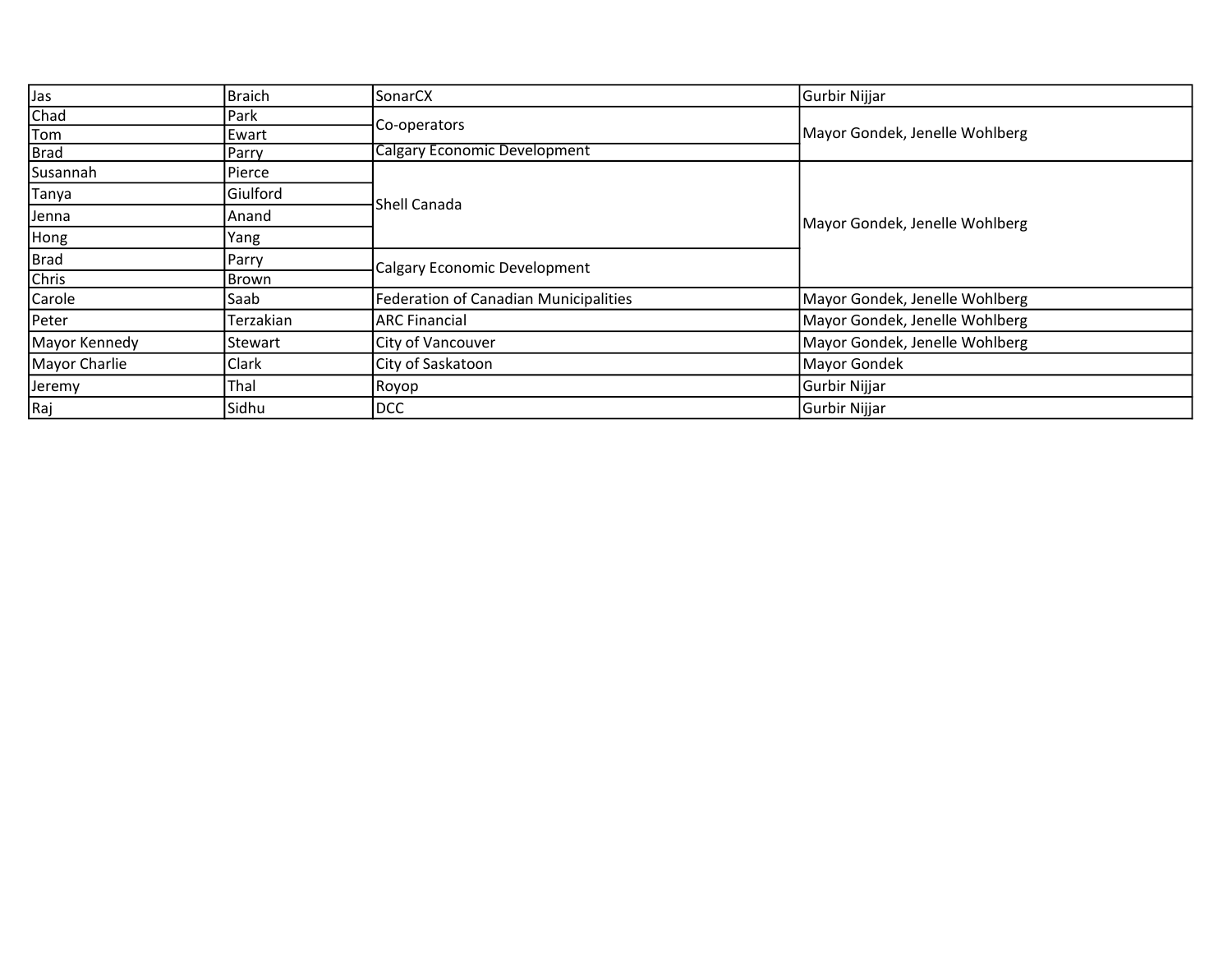| | | | |
|---|---|---|---|
| Jas | Braich | SonarCX | Gurbir Nijjar |
| Chad | Park | Co-operators | Mayor Gondek, Jenelle Wohlberg |
| Tom | Ewart | | |
| Brad | Parry | Calgary Economic Development | |
| Susannah | Pierce | Shell Canada | Mayor Gondek, Jenelle Wohlberg |
| Tanya | Giulford | | |
| Jenna | Anand | | |
| Hong | Yang | | |
| Brad | Parry | Calgary Economic Development | |
| Chris | Brown | | |
| Carole | Saab | Federation of Canadian Municipalities | Mayor Gondek, Jenelle Wohlberg |
| Peter | Terzakian | ARC Financial | Mayor Gondek, Jenelle Wohlberg |
| Mayor Kennedy | Stewart | City of Vancouver | Mayor Gondek, Jenelle Wohlberg |
| Mayor Charlie | Clark | City of Saskatoon | Mayor Gondek |
| Jeremy | Thal | Royop | Gurbir Nijjar |
| Raj | Sidhu | DCC | Gurbir Nijjar |